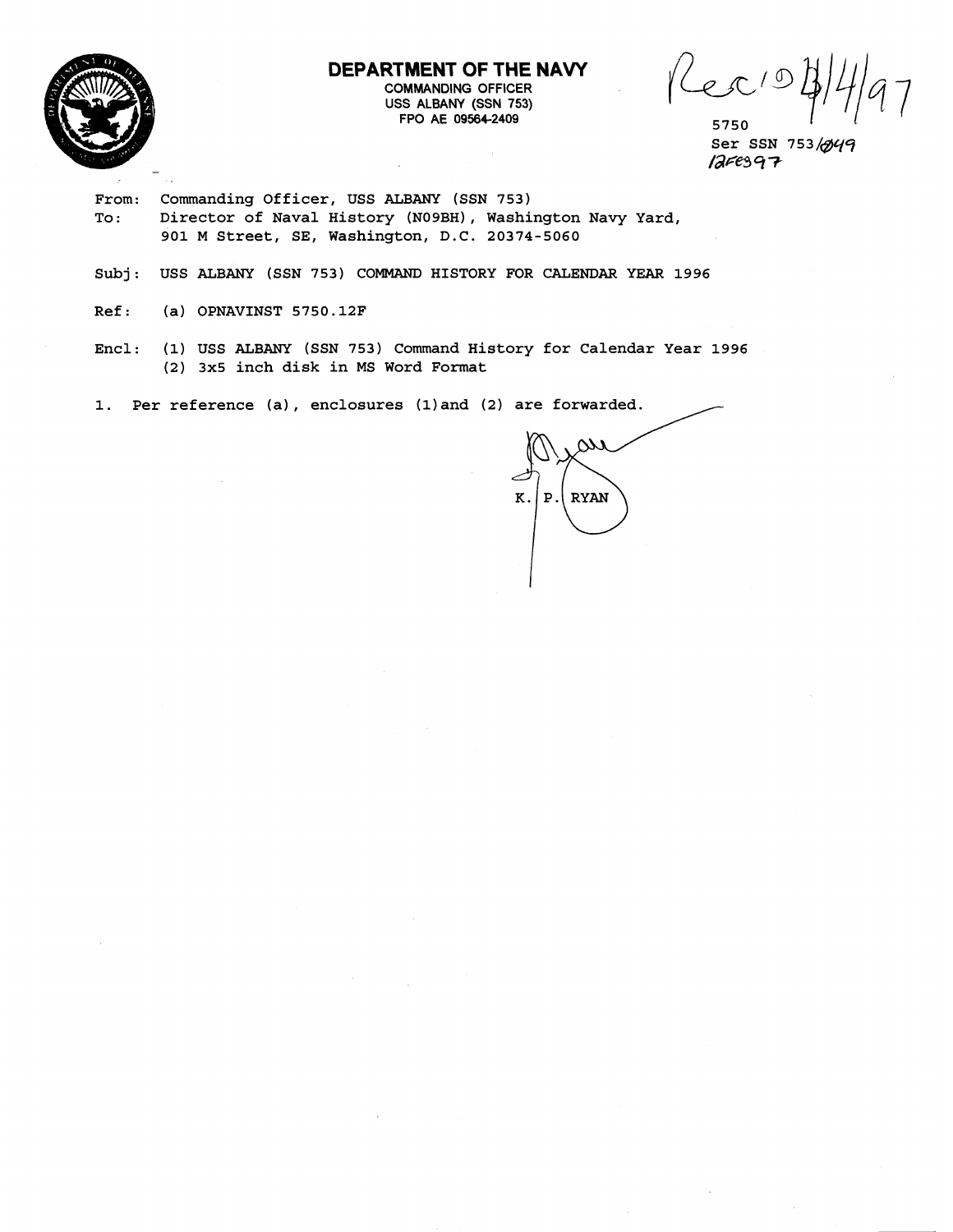# DEPARTMENT OF THE NAVY

COMMANDING OFFICER
USS ALBANY (SSN 753)
FPO AE 09564-2409

Rec'd 3/4/97

5750
Ser SSN 753/049
12FEB97

From: Commanding Officer, USS ALBANY (SSN 753)
To: Director of Naval History (N09BH), Washington Navy Yard, 901 M Street, SE, Washington, D.C. 20374-5060

Subj: USS ALBANY (SSN 753) COMMAND HISTORY FOR CALENDAR YEAR 1996

Ref: (a) OPNAVINST 5750.12F

Encl: (1) USS ALBANY (SSN 753) Command History for Calendar Year 1996
(2) 3x5 inch disk in MS Word Format

1. Per reference (a), enclosures (1)and (2) are forwarded.

K. P. RYAN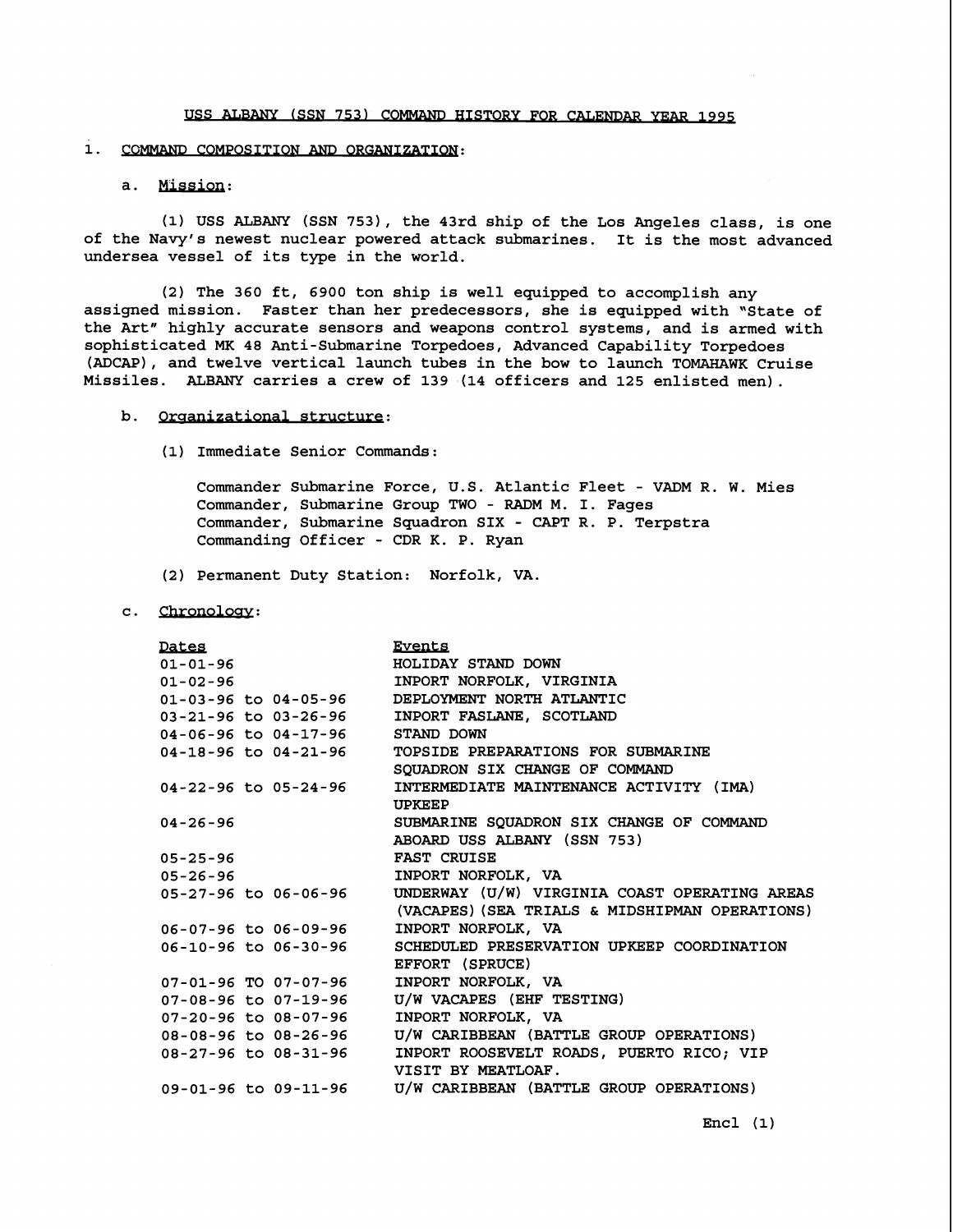# USS ALBANY (SSN 753) COMMAND HISTORY FOR CALENDAR YEAR 1995

## 1. COMMAND COMPOSITION AND ORGANIZATION:

### a. Mission:

(1) USS ALBANY (SSN 753), the 43rd ship of the Los Angeles class, is one of the Navy's newest nuclear powered attack submarines. It is the most advanced undersea vessel of its type in the world.

(2) The 360 ft, 6900 ton ship is well equipped to accomplish any assigned mission. Faster than her predecessors, she is equipped with "State of the Art" highly accurate sensors and weapons control systems, and is armed with sophisticated MK 48 Anti-Submarine Torpedoes, Advanced Capability Torpedoes (ADCAP), and twelve vertical launch tubes in the bow to launch TOMAHAWK Cruise Missiles. ALBANY carries a crew of 139 (14 officers and 125 enlisted men).

### b. Organizational structure:

(1) Immediate Senior Commands:

Commander Submarine Force, U.S. Atlantic Fleet - VADM R. W. Mies
Commander, Submarine Group TWO - RADM M. I. Fages
Commander, Submarine Squadron SIX - CAPT R. P. Terpstra
Commanding Officer - CDR K. P. Ryan

(2) Permanent Duty Station: Norfolk, VA.

### c. Chronology:

| Dates | Events |
| --- | --- |
| 01-01-96 | HOLIDAY STAND DOWN |
| 01-02-96 | INPORT NORFOLK, VIRGINIA |
| 01-03-96 to 04-05-96 | DEPLOYMENT NORTH ATLANTIC |
| 03-21-96 to 03-26-96 | INPORT FASLANE, SCOTLAND |
| 04-06-96 to 04-17-96 | STAND DOWN |
| 04-18-96 to 04-21-96 | TOPSIDE PREPARATIONS FOR SUBMARINE SQUADRON SIX CHANGE OF COMMAND |
| 04-22-96 to 05-24-96 | INTERMEDIATE MAINTENANCE ACTIVITY (IMA) UPKEEP |
| 04-26-96 | SUBMARINE SQUADRON SIX CHANGE OF COMMAND ABOARD USS ALBANY (SSN 753) |
| 05-25-96 | FAST CRUISE |
| 05-26-96 | INPORT NORFOLK, VA |
| 05-27-96 to 06-06-96 | UNDERWAY (U/W) VIRGINIA COAST OPERATING AREAS (VACAPES) (SEA TRIALS & MIDSHIPMAN OPERATIONS) |
| 06-07-96 to 06-09-96 | INPORT NORFOLK, VA |
| 06-10-96 to 06-30-96 | SCHEDULED PRESERVATION UPKEEP COORDINATION EFFORT (SPRUCE) |
| 07-01-96 TO 07-07-96 | INPORT NORFOLK, VA |
| 07-08-96 to 07-19-96 | U/W VACAPES (EHF TESTING) |
| 07-20-96 to 08-07-96 | INPORT NORFOLK, VA |
| 08-08-96 to 08-26-96 | U/W CARIBBEAN (BATTLE GROUP OPERATIONS) |
| 08-27-96 to 08-31-96 | INPORT ROOSEVELT ROADS, PUERTO RICO; VIP VISIT BY MEATLOAF. |
| 09-01-96 to 09-11-96 | U/W CARIBBEAN (BATTLE GROUP OPERATIONS) |

Encl (1)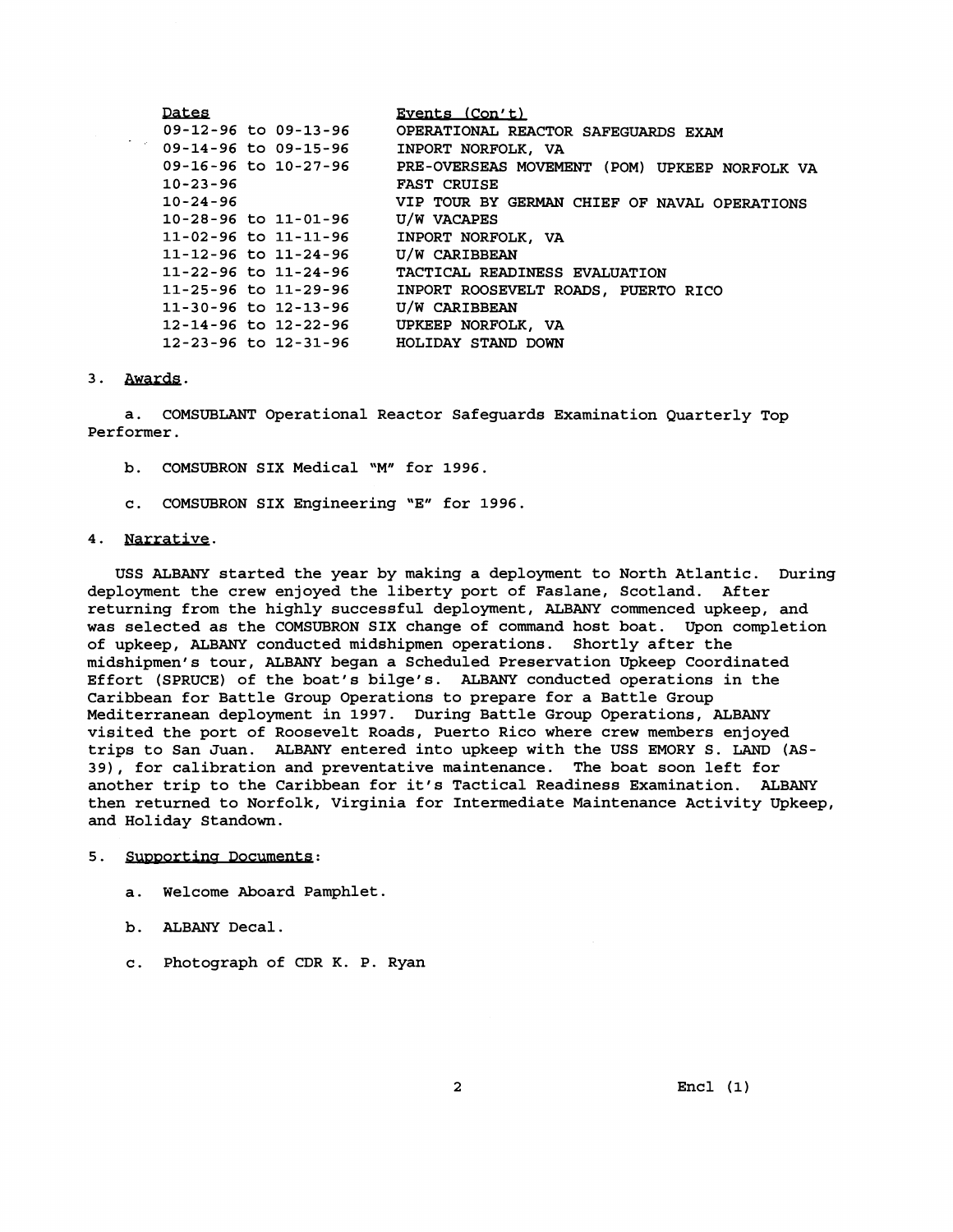| Dates | Events (Con't) |
|---|---|
| 09-12-96 to 09-13-96 | OPERATIONAL REACTOR SAFEGUARDS EXAM |
| 09-14-96 to 09-15-96 | INPORT NORFOLK, VA |
| 09-16-96 to 10-27-96 | PRE-OVERSEAS MOVEMENT (POM) UPKEEP NORFOLK VA |
| 10-23-96 | FAST CRUISE |
| 10-24-96 | VIP TOUR BY GERMAN CHIEF OF NAVAL OPERATIONS |
| 10-28-96 to 11-01-96 | U/W VACAPES |
| 11-02-96 to 11-11-96 | INPORT NORFOLK, VA |
| 11-12-96 to 11-24-96 | U/W CARIBBEAN |
| 11-22-96 to 11-24-96 | TACTICAL READINESS EVALUATION |
| 11-25-96 to 11-29-96 | INPORT ROOSEVELT ROADS, PUERTO RICO |
| 11-30-96 to 12-13-96 | U/W CARIBBEAN |
| 12-14-96 to 12-22-96 | UPKEEP NORFOLK, VA |
| 12-23-96 to 12-31-96 | HOLIDAY STAND DOWN |

3. Awards.

a. COMSUBLANT Operational Reactor Safeguards Examination Quarterly Top Performer.

b. COMSUBRON SIX Medical "M" for 1996.

c. COMSUBRON SIX Engineering "E" for 1996.

4. Narrative.

USS ALBANY started the year by making a deployment to North Atlantic. During deployment the crew enjoyed the liberty port of Faslane, Scotland. After returning from the highly successful deployment, ALBANY commenced upkeep, and was selected as the COMSUBRON SIX change of command host boat. Upon completion of upkeep, ALBANY conducted midshipmen operations. Shortly after the midshipmen's tour, ALBANY began a Scheduled Preservation Upkeep Coordinated Effort (SPRUCE) of the boat's bilge's. ALBANY conducted operations in the Caribbean for Battle Group Operations to prepare for a Battle Group Mediterranean deployment in 1997. During Battle Group Operations, ALBANY visited the port of Roosevelt Roads, Puerto Rico where crew members enjoyed trips to San Juan. ALBANY entered into upkeep with the USS EMORY S. LAND (AS-39), for calibration and preventative maintenance. The boat soon left for another trip to the Caribbean for it's Tactical Readiness Examination. ALBANY then returned to Norfolk, Virginia for Intermediate Maintenance Activity Upkeep, and Holiday Standown.

5. Supporting Documents:

a. Welcome Aboard Pamphlet.

b. ALBANY Decal.

c. Photograph of CDR K. P. Ryan

Encl (1)